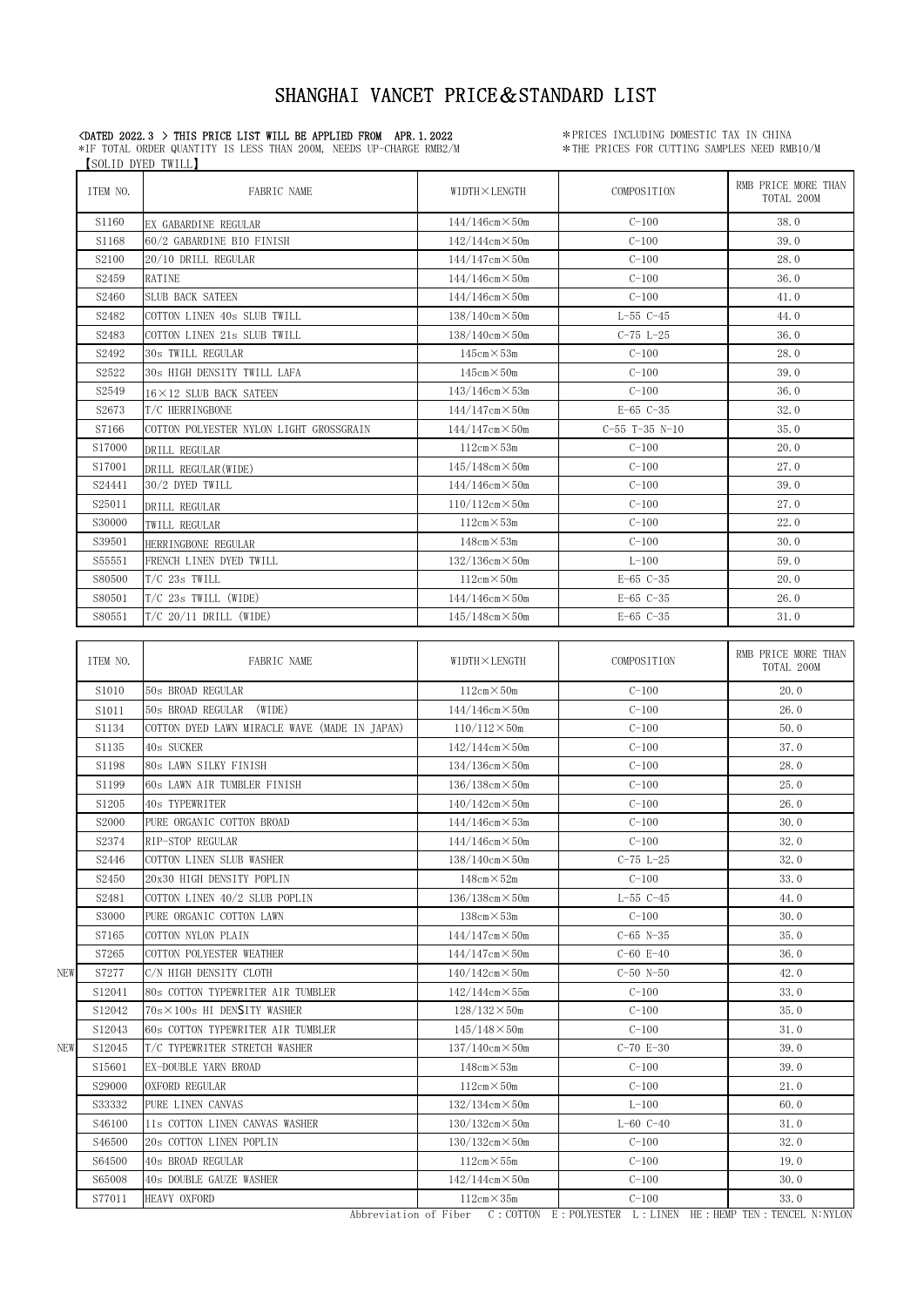# SHANGHAI VANCET PRICE&STANDARD LIST

<DATED 2022.3 > THIS PRICE LIST WILL BE APPLIED FROM APR.1.2022
*IF TOTAL ORDER QUANTITY IS LESS THAN 200M, NEEDS UP-CHARGE RMB2/M

*PRICES INCLUDING DOMESTIC TAX IN CHINA
*THE PRICES FOR CUTTING SAMPLES NEED RMB10/M

【SOLID DYED TWILL】

| ITEM NO. | FABRIC NAME | WIDTH×LENGTH | COMPOSITION | RMB PRICE MORE THAN TOTAL 200M |
|---|---|---|---|---|
| S1160 | EX GABARDINE REGULAR | 144/146cm×50m | C-100 | 38.0 |
| S1168 | 60/2 GABARDINE BIO FINISH | 142/144cm×50m | C-100 | 39.0 |
| S2100 | 20/10 DRILL REGULAR | 144/147cm×50m | C-100 | 28.0 |
| S2459 | RATINE | 144/146cm×50m | C-100 | 36.0 |
| S2460 | SLUB BACK SATEEN | 144/146cm×50m | C-100 | 41.0 |
| S2482 | COTTON LINEN 40s SLUB TWILL | 138/140cm×50m | L-55 C-45 | 44.0 |
| S2483 | COTTON LINEN 21s SLUB TWILL | 138/140cm×50m | C-75 L-25 | 36.0 |
| S2492 | 30s TWILL REGULAR | 145cm×53m | C-100 | 28.0 |
| S2522 | 30s HIGH DENSITY TWILL LAFA | 145cm×50m | C-100 | 39.0 |
| S2549 | 16×12 SLUB BACK SATEEN | 143/146cm×53m | C-100 | 36.0 |
| S2673 | T/C HERRINGBONE | 144/147cm×50m | E-65 C-35 | 32.0 |
| S7166 | COTTON POLYESTER NYLON LIGHT GROSSGRAIN | 144/147cm×50m | C-55 T-35 N-10 | 35.0 |
| S17000 | DRILL REGULAR | 112cm×53m | C-100 | 20.0 |
| S17001 | DRILL REGULAR(WIDE) | 145/148cm×50m | C-100 | 27.0 |
| S24441 | 30/2 DYED TWILL | 144/146cm×50m | C-100 | 39.0 |
| S25011 | DRILL REGULAR | 110/112cm×50m | C-100 | 27.0 |
| S30000 | TWILL REGULAR | 112cm×53m | C-100 | 22.0 |
| S39501 | HERRINGBONE REGULAR | 148cm×53m | C-100 | 30.0 |
| S55551 | FRENCH LINEN DYED TWILL | 132/136cm×50m | L-100 | 59.0 |
| S80500 | T/C 23s TWILL | 112cm×50m | E-65 C-35 | 20.0 |
| S80501 | T/C 23s TWILL (WIDE) | 144/146cm×50m | E-65 C-35 | 26.0 |
| S80551 | T/C 20/11 DRILL (WIDE) | 145/148cm×50m | E-65 C-35 | 31.0 |

| | ITEM NO. | FABRIC NAME | WIDTH×LENGTH | COMPOSITION | RMB PRICE MORE THAN TOTAL 200M |
|---|---|---|---|---|---|
| | S1010 | 50s BROAD REGULAR | 112cm×50m | C-100 | 20.0 |
| | S1011 | 50s BROAD REGULAR (WIDE) | 144/146cm×50m | C-100 | 26.0 |
| | S1134 | COTTON DYED LAWN MIRACLE WAVE (MADE IN JAPAN) | 110/112×50m | C-100 | 50.0 |
| | S1135 | 40s SUCKER | 142/144cm×50m | C-100 | 37.0 |
| | S1198 | 80s LAWN SILKY FINISH | 134/136cm×50m | C-100 | 28.0 |
| | S1199 | 60s LAWN AIR TUMBLER FINISH | 136/138cm×50m | C-100 | 25.0 |
| | S1205 | 40s TYPEWRITER | 140/142cm×50m | C-100 | 26.0 |
| | S2000 | PURE ORGANIC COTTON BROAD | 144/146cm×53m | C-100 | 30.0 |
| | S2374 | RIP-STOP REGULAR | 144/146cm×50m | C-100 | 32.0 |
| | S2446 | COTTON LINEN SLUB WASHER | 138/140cm×50m | C-75 L-25 | 32.0 |
| | S2450 | 20x30 HIGH DENSITY POPLIN | 148cm×52m | C-100 | 33.0 |
| | S2481 | COTTON LINEN 40/2 SLUB POPLIN | 136/138cm×50m | L-55 C-45 | 44.0 |
| | S3000 | PURE ORGANIC COTTON LAWN | 138cm×53m | C-100 | 30.0 |
| | S7165 | COTTON NYLON PLAIN | 144/147cm×50m | C-65 N-35 | 35.0 |
| | S7265 | COTTON POLYESTER WEATHER | 144/147cm×50m | C-60 E-40 | 36.0 |
| NEW | S7277 | C/N HIGH DENSITY CLOTH | 140/142cm×50m | C-50 N-50 | 42.0 |
| | S12041 | 80s COTTON TYPEWRITER AIR TUMBLER | 142/144cm×55m | C-100 | 33.0 |
| | S12042 | 70s×100s HI DENSITY WASHER | 128/132×50m | C-100 | 35.0 |
| | S12043 | 60s COTTON TYPEWRITER AIR TUMBLER | 145/148×50m | C-100 | 31.0 |
| NEW | S12045 | T/C TYPEWRITER STRETCH WASHER | 137/140cm×50m | C-70 E-30 | 39.0 |
| | S15601 | EX-DOUBLE YARN BROAD | 148cm×53m | C-100 | 39.0 |
| | S29000 | OXFORD REGULAR | 112cm×50m | C-100 | 21.0 |
| | S33332 | PURE LINEN CANVAS | 132/134cm×50m | L-100 | 60.0 |
| | S46100 | 11s COTTON LINEN CANVAS WASHER | 130/132cm×50m | L-60 C-40 | 31.0 |
| | S46500 | 20s COTTON LINEN POPLIN | 130/132cm×50m | C-100 | 32.0 |
| | S64500 | 40s BROAD REGULAR | 112cm×55m | C-100 | 19.0 |
| | S65008 | 40s DOUBLE GAUZE WASHER | 142/144cm×50m | C-100 | 30.0 |
| | S77011 | HEAVY OXFORD | 112cm×35m | C-100 | 33.0 |

Abbreviation of Fiber C：COTTON E：POLYESTER L：LINEN HE：HEMP TEN：TENCEL N:NYLON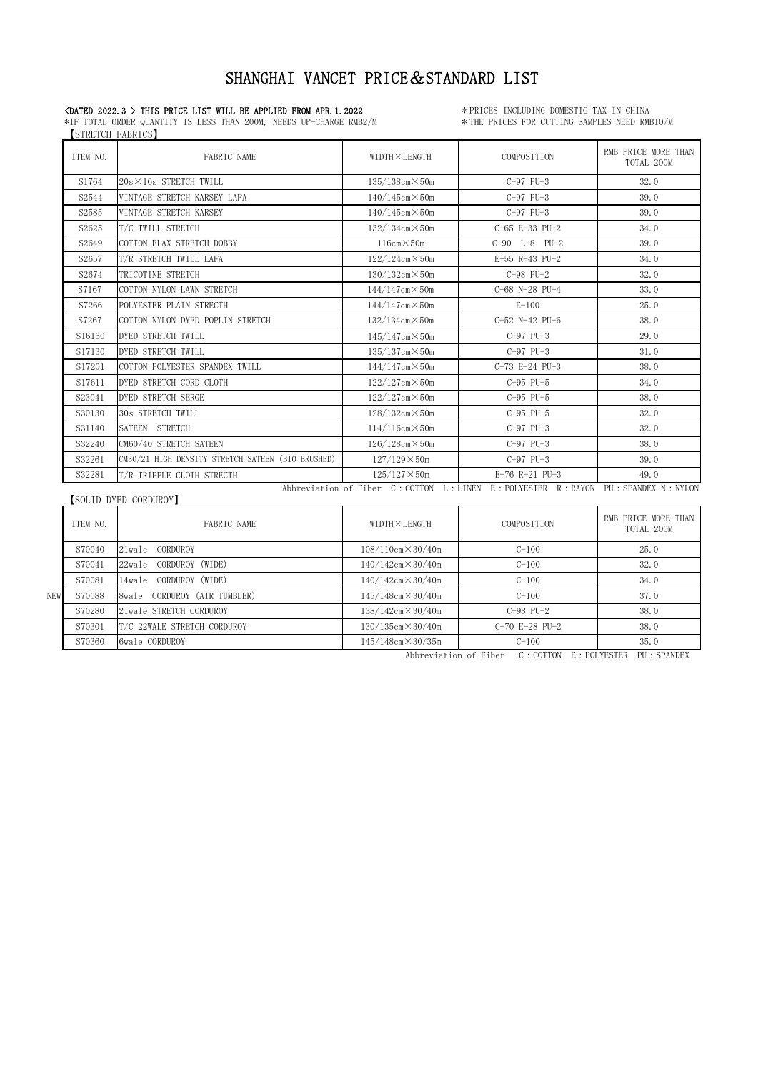# SHANGHAI VANCET PRICE&STANDARD LIST

<DATED 2022.3 > THIS PRICE LIST WILL BE APPLIED FROM APR.1.2022
*IF TOTAL ORDER QUANTITY IS LESS THAN 200M, NEEDS UP-CHARGE RMB2/M

*PRICES INCLUDING DOMESTIC TAX IN CHINA
*THE PRICES FOR CUTTING SAMPLES NEED RMB10/M

【STRETCH FABRICS】

| ITEM NO. | FABRIC NAME | WIDTH×LENGTH | COMPOSITION | RMB PRICE MORE THAN TOTAL 200M |
|---|---|---|---|---|
| S1764 | 20s×16s STRETCH TWILL | 135/138cm×50m | C-97 PU-3 | 32.0 |
| S2544 | VINTAGE STRETCH KARSEY LAFA | 140/145cm×50m | C-97 PU-3 | 39.0 |
| S2585 | VINTAGE STRETCH KARSEY | 140/145cm×50m | C-97 PU-3 | 39.0 |
| S2625 | T/C TWILL STRETCH | 132/134cm×50m | C-65 E-33 PU-2 | 34.0 |
| S2649 | COTTON FLAX STRETCH DOBBY | 116cm×50m | C-90 L-8 PU-2 | 39.0 |
| S2657 | T/R STRETCH TWILL LAFA | 122/124cm×50m | E-55 R-43 PU-2 | 34.0 |
| S2674 | TRICOTINE STRETCH | 130/132cm×50m | C-98 PU-2 | 32.0 |
| S7167 | COTTON NYLON LAWN STRETCH | 144/147cm×50m | C-68 N-28 PU-4 | 33.0 |
| S7266 | POLYESTER PLAIN STRECTH | 144/147cm×50m | E-100 | 25.0 |
| S7267 | COTTON NYLON DYED POPLIN STRETCH | 132/134cm×50m | C-52 N-42 PU-6 | 38.0 |
| S16160 | DYED STRETCH TWILL | 145/147cm×50m | C-97 PU-3 | 29.0 |
| S17130 | DYED STRETCH TWILL | 135/137cm×50m | C-97 PU-3 | 31.0 |
| S17201 | COTTON POLYESTER SPANDEX TWILL | 144/147cm×50m | C-73 E-24 PU-3 | 38.0 |
| S17611 | DYED STRETCH CORD CLOTH | 122/127cm×50m | C-95 PU-5 | 34.0 |
| S23041 | DYED STRETCH SERGE | 122/127cm×50m | C-95 PU-5 | 38.0 |
| S30130 | 30s STRETCH TWILL | 128/132cm×50m | C-95 PU-5 | 32.0 |
| S31140 | SATEEN STRETCH | 114/116cm×50m | C-97 PU-3 | 32.0 |
| S32240 | CM60/40 STRETCH SATEEN | 126/128cm×50m | C-97 PU-3 | 38.0 |
| S32261 | CM30/21 HIGH DENSITY STRETCH SATEEN (BIO BRUSHED) | 127/129×50m | C-97 PU-3 | 39.0 |
| S32281 | T/R TRIPPLE CLOTH STRECTH | 125/127×50m | E-76 R-21 PU-3 | 49.0 |

Abbreviation of Fiber C:COTTON L:LINEN E:POLYESTER R:RAYON PU:SPANDEX N:NYLON

【SOLID DYED CORDUROY】

| | ITEM NO. | FABRIC NAME | WIDTH×LENGTH | COMPOSITION | RMB PRICE MORE THAN TOTAL 200M |
|---|---|---|---|---|---|
| | S70040 | 21wale CORDUROY | 108/110cm×30/40m | C-100 | 25.0 |
| | S70041 | 22wale CORDUROY (WIDE) | 140/142cm×30/40m | C-100 | 32.0 |
| | S70081 | 14wale CORDUROY (WIDE) | 140/142cm×30/40m | C-100 | 34.0 |
| NEW | S70088 | 8wale CORDUROY (AIR TUMBLER) | 145/148cm×30/40m | C-100 | 37.0 |
| | S70280 | 21wale STRETCH CORDUROY | 138/142cm×30/40m | C-98 PU-2 | 38.0 |
| | S70301 | T/C 22WALE STRETCH CORDUROY | 130/135cm×30/40m | C-70 E-28 PU-2 | 38.0 |
| | S70360 | 6wale CORDUROY | 145/148cm×30/35m | C-100 | 35.0 |

Abbreviation of Fiber C:COTTON E:POLYESTER PU:SPANDEX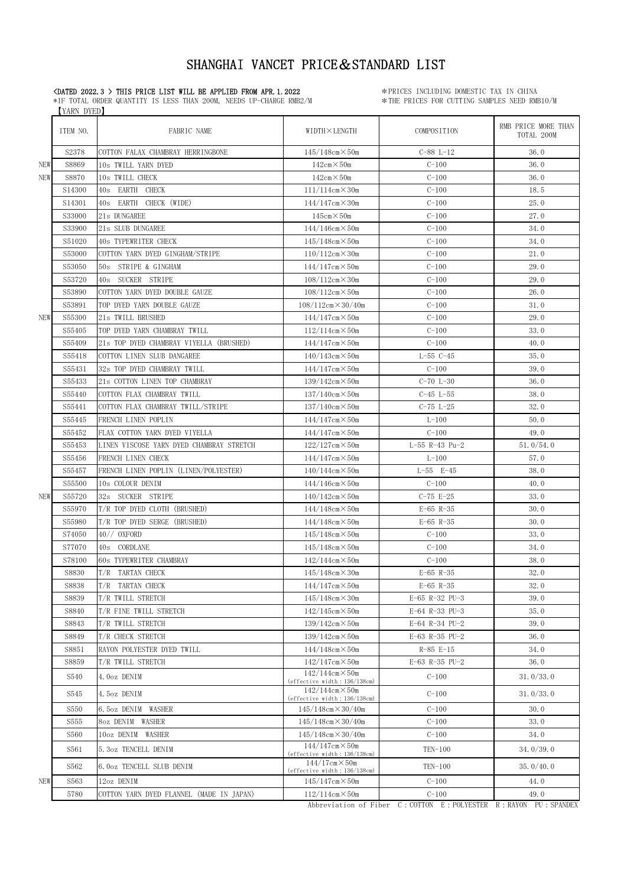# SHANGHAI VANCET PRICE&STANDARD LIST

<DATED 2022.3 > THIS PRICE LIST WILL BE APPLIED FROM APR.1.2022

*IF TOTAL ORDER QUANTITY IS LESS THAN 200M, NEEDS UP-CHARGE RMB2/M

*PRICES INCLUDING DOMESTIC TAX IN CHINA

*THE PRICES FOR CUTTING SAMPLES NEED RMB10/M

【YARN DYED】

| | ITEM NO. | FABRIC NAME | WIDTH×LENGTH | COMPOSITION | RMB PRICE MORE THAN TOTAL 200M |
|---|---|---|---|---|---|
| | S2378 | COTTON FALAX CHAMBRAY HERRINGBONE | 145/148cm×50m | C-88 L-12 | 36.0 |
| NEW | S8869 | 10s TWILL YARN DYED | 142cm×50m | C-100 | 36.0 |
| NEW | S8870 | 10s TWILL CHECK | 142cm×50m | C-100 | 36.0 |
| | S14300 | 40s EARTH CHECK | 111/114cm×30m | C-100 | 18.5 |
| | S14301 | 40s EARTH CHECK (WIDE) | 144/147cm×30m | C-100 | 25.0 |
| | S33000 | 21s DUNGAREE | 145cm×50m | C-100 | 27.0 |
| | S33900 | 21s SLUB DUNGAREE | 144/146cm×50m | C-100 | 34.0 |
| | S51020 | 40s TYPEWRITER CHECK | 145/148cm×50m | C-100 | 34.0 |
| | S53000 | COTTON YARN DYED GINGHAM/STRIPE | 110/112cm×30m | C-100 | 21.0 |
| | S53050 | 50s STRIPE & GINGHAM | 144/147cm×50m | C-100 | 29.0 |
| | S53720 | 40s SUCKER STRIPE | 108/112cm×30m | C-100 | 29.0 |
| | S53890 | COTTON YARN DYED DOUBLE GAUZE | 108/112cm×50m | C-100 | 26.0 |
| | S53891 | TOP DYED YARN DOUBLE GAUZE | 108/112cm×30/40m | C-100 | 31.0 |
| NEW | S55300 | 21s TWILL BRUSHED | 144/147cm×50m | C-100 | 29.0 |
| | S55405 | TOP DYED YARN CHAMBRAY TWILL | 112/114cm×50m | C-100 | 33.0 |
| | S55409 | 21s TOP DYED CHAMBRAY VIYELLA (BRUSHED) | 144/147cm×50m | C-100 | 40.0 |
| | S55418 | COTTON LINEN SLUB DANGAREE | 140/143cm×50m | L-55 C-45 | 35.0 |
| | S55431 | 32s TOP DYED CHAMBRAY TWILL | 144/147cm×50m | C-100 | 39.0 |
| | S55433 | 21s COTTON LINEN TOP CHAMBRAY | 139/142cm×50m | C-70 L-30 | 36.0 |
| | S55440 | COTTON FLAX CHAMBRAY TWILL | 137/140cm×50m | C-45 L-55 | 38.0 |
| | S55441 | COTTON FLAX CHAMBRAY TWILL/STRIPE | 137/140cm×50m | C-75 L-25 | 32.0 |
| | S55445 | FRENCH LINEN POPLIN | 144/147cm×50m | L-100 | 50.0 |
| | S55452 | FLAX COTTON YARN DYED VIYELLA | 144/147cm×50m | C-100 | 49.0 |
| | S55453 | LINEN VISCOSE YARN DYED CHAMBRAY STRETCH | 122/127cm×50m | L-55 R-43 Pu-2 | 51.0/54.0 |
| | S55456 | FRENCH LINEN CHECK | 144/147cm×50m | L-100 | 57.0 |
| | S55457 | FRENCH LINEN POPLIN (LINEN/POLYESTER) | 140/144cm×50m | L-55 E-45 | 38.0 |
| | S55500 | 10s COLOUR DENIM | 144/146cm×50m | C-100 | 40.0 |
| NEW | S55720 | 32s SUCKER STRIPE | 140/142cm×50m | C-75 E-25 | 33.0 |
| | S55970 | T/R TOP DYED CLOTH (BRUSHED) | 144/148cm×50m | E-65 R-35 | 30.0 |
| | S55980 | T/R TOP DYED SERGE (BRUSHED) | 144/148cm×50m | E-65 R-35 | 30.0 |
| | S74050 | 40// OXFORD | 145/148cm×50m | C-100 | 33.0 |
| | S77070 | 40s CORDLANE | 145/148cm×50m | C-100 | 34.0 |
| | S78100 | 60s TYPEWRITER CHAMBRAY | 142/144cm×50m | C-100 | 38.0 |
| | S8830 | T/R TARTAN CHECK | 145/148cm×30m | E-65 R-35 | 32.0 |
| | S8838 | T/R TARTAN CHECK | 144/147cm×50m | E-65 R-35 | 32.0 |
| | S8839 | T/R TWILL STRETCH | 145/148cm×30m | E-65 R-32 PU-3 | 39.0 |
| | S8840 | T/R FINE TWILL STRETCH | 142/145cm×50m | E-64 R-33 PU-3 | 35.0 |
| | S8843 | T/R TWILL STRETCH | 139/142cm×50m | E-64 R-34 PU-2 | 39.0 |
| | S8849 | T/R CHECK STRETCH | 139/142cm×50m | E-63 R-35 PU-2 | 36.0 |
| | S8851 | RAYON POLYESTER DYED TWILL | 144/148cm×50m | R-85 E-15 | 34.0 |
| | S8859 | T/R TWILL STRETCH | 142/147cm×50m | E-63 R-35 PU-2 | 36.0 |
| | S540 | 4.0oz DENIM | 142/144cm×50m (effective width：136/138cm) | C-100 | 31.0/33.0 |
| | S545 | 4.5oz DENIM | 142/144cm×50m (effective width：136/138cm) | C-100 | 31.0/33.0 |
| | S550 | 6.5oz DENIM WASHER | 145/148cm×30/40m | C-100 | 30.0 |
| | S555 | 8oz DENIM WASHER | 145/148cm×30/40m | C-100 | 33.0 |
| | S560 | 10oz DENIM WASHER | 145/148cm×30/40m | C-100 | 34.0 |
| | S561 | 5.3oz TENCELL DENIM | 144/147cm×50m (effective width：136/138cm) | TEN-100 | 34.0/39.0 |
| | S562 | 6.0oz TENCELL SLUB DENIM | 144/17cm×50m (effective width：136/138cm) | TEN-100 | 35.0/40.0 |
| NEW | S563 | 12oz DENIM | 145/147cm×50m | C-100 | 44.0 |
| | 5780 | COTTON YARN DYED FLANNEL (MADE IN JAPAN) | 112/114cm×50m | C-100 | 49.0 |

Abbreviation of Fiber C：COTTON E：POLYESTER R：RAYON PU：SPANDEX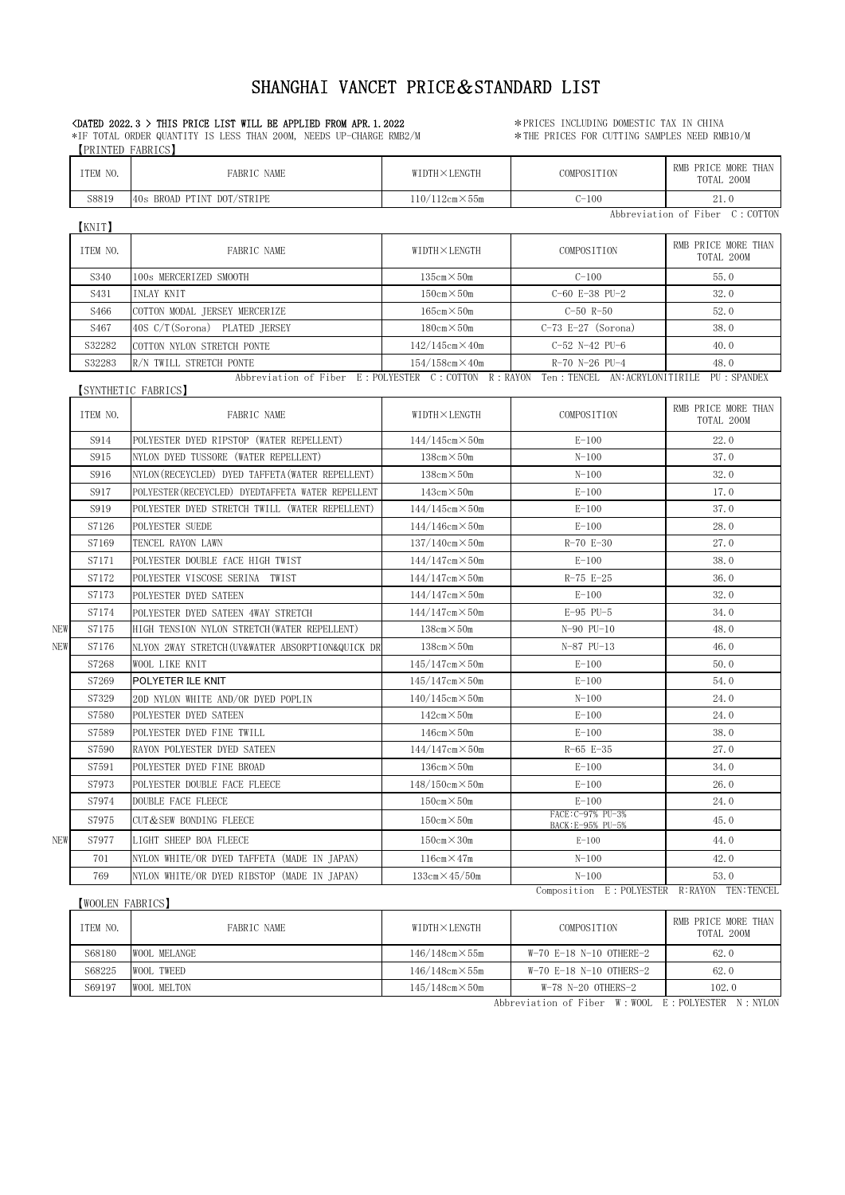# SHANGHAI VANCET PRICE&STANDARD LIST

<DATED 2022.3 > THIS PRICE LIST WILL BE APPLIED FROM APR.1.2022

*IF TOTAL ORDER QUANTITY IS LESS THAN 200M, NEEDS UP-CHARGE RMB2/M

*PRICES INCLUDING DOMESTIC TAX IN CHINA

*THE PRICES FOR CUTTING SAMPLES NEED RMB10/M

【PRINTED FABRICS】

| ITEM NO. | FABRIC NAME | WIDTH×LENGTH | COMPOSITION | RMB PRICE MORE THAN TOTAL 200M |
|---|---|---|---|---|
| S8819 | 40s BROAD PTINT DOT/STRIPE | 110/112cm×55m | C-100 | 21.0 |

Abbreviation of Fiber C：COTTON

【KNIT】

| ITEM NO. | FABRIC NAME | WIDTH×LENGTH | COMPOSITION | RMB PRICE MORE THAN TOTAL 200M |
|---|---|---|---|---|
| S340 | 100s MERCERIZED SMOOTH | 135cm×50m | C-100 | 55.0 |
| S431 | INLAY KNIT | 150cm×50m | C-60 E-38 PU-2 | 32.0 |
| S466 | COTTON MODAL JERSEY MERCERIZE | 165cm×50m | C-50 R-50 | 52.0 |
| S467 | 40S C/T(Sorona) PLATED JERSEY | 180cm×50m | C-73 E-27 (Sorona) | 38.0 |
| S32282 | COTTON NYLON STRETCH PONTE | 142/145cm×40m | C-52 N-42 PU-6 | 40.0 |
| S32283 | R/N TWILL STRETCH PONTE | 154/158cm×40m | R-70 N-26 PU-4 | 48.0 |

Abbreviation of Fiber E：POLYESTER C：COTTON R：RAYON Ten：TENCEL AN:ACRYLONITIRILE PU：SPANDEX

【SYNTHETIC FABRICS】

| | ITEM NO. | FABRIC NAME | WIDTH×LENGTH | COMPOSITION | RMB PRICE MORE THAN TOTAL 200M |
|---|---|---|---|---|---|
| | S914 | POLYESTER DYED RIPSTOP (WATER REPELLENT) | 144/145cm×50m | E-100 | 22.0 |
| | S915 | NYLON DYED TUSSORE (WATER REPELLENT) | 138cm×50m | N-100 | 37.0 |
| | S916 | NYLON(RECEYCLED) DYED TAFFETA(WATER REPELLENT) | 138cm×50m | N-100 | 32.0 |
| | S917 | POLYESTER(RECEYCLED) DYEDTAFFETA WATER REPELLENT | 143cm×50m | E-100 | 17.0 |
| | S919 | POLYESTER DYED STRETCH TWILL (WATER REPELLENT) | 144/145cm×50m | E-100 | 37.0 |
| | S7126 | POLYESTER SUEDE | 144/146cm×50m | E-100 | 28.0 |
| | S7169 | TENCEL RAYON LAWN | 137/140cm×50m | R-70 E-30 | 27.0 |
| | S7171 | POLYESTER DOUBLE fACE HIGH TWIST | 144/147cm×50m | E-100 | 38.0 |
| | S7172 | POLYESTER VISCOSE SERINA TWIST | 144/147cm×50m | R-75 E-25 | 36.0 |
| | S7173 | POLYESTER DYED SATEEN | 144/147cm×50m | E-100 | 32.0 |
| | S7174 | POLYESTER DYED SATEEN 4WAY STRETCH | 144/147cm×50m | E-95 PU-5 | 34.0 |
| NEW | S7175 | HIGH TENSION NYLON STRETCH(WATER REPELLENT) | 138cm×50m | N-90 PU-10 | 48.0 |
| NEW | S7176 | NLYON 2WAY STRETCH(UV&WATER ABSORPTION&QUICK DR | 138cm×50m | N-87 PU-13 | 46.0 |
| | S7268 | WOOL LIKE KNIT | 145/147cm×50m | E-100 | 50.0 |
| | S7269 | POLYETER ILE KNIT | 145/147cm×50m | E-100 | 54.0 |
| | S7329 | 20D NYLON WHITE AND/OR DYED POPLIN | 140/145cm×50m | N-100 | 24.0 |
| | S7580 | POLYESTER DYED SATEEN | 142cm×50m | E-100 | 24.0 |
| | S7589 | POLYESTER DYED FINE TWILL | 146cm×50m | E-100 | 38.0 |
| | S7590 | RAYON POLYESTER DYED SATEEN | 144/147cm×50m | R-65 E-35 | 27.0 |
| | S7591 | POLYESTER DYED FINE BROAD | 136cm×50m | E-100 | 34.0 |
| | S7973 | POLYESTER DOUBLE FACE FLEECE | 148/150cm×50m | E-100 | 26.0 |
| | S7974 | DOUBLE FACE FLEECE | 150cm×50m | E-100 | 24.0 |
| | S7975 | CUT&SEW BONDING FLEECE | 150cm×50m | FACE:C-97% PU-3% BACK:E-95% PU-5% | 45.0 |
| NEW | S7977 | LIGHT SHEEP BOA FLEECE | 150cm×30m | E-100 | 44.0 |
| | 701 | NYLON WHITE/OR DYED TAFFETA (MADE IN JAPAN) | 116cm×47m | N-100 | 42.0 |
| | 769 | NYLON WHITE/OR DYED RIBSTOP (MADE IN JAPAN) | 133cm×45/50m | N-100 | 53.0 |

Composition E：POLYESTER R:RAYON TEN:TENCEL

【WOOLEN FABRICS】

| ITEM NO. | FABRIC NAME | WIDTH×LENGTH | COMPOSITION | RMB PRICE MORE THAN TOTAL 200M |
|---|---|---|---|---|
| S68180 | WOOL MELANGE | 146/148cm×55m | W-70 E-18 N-10 OTHERE-2 | 62.0 |
| S68225 | WOOL TWEED | 146/148cm×55m | W-70 E-18 N-10 OTHERS-2 | 62.0 |
| S69197 | WOOL MELTON | 145/148cm×50m | W-78 N-20 OTHERS-2 | 102.0 |

Abbreviation of Fiber W：WOOL E：POLYESTER N：NYLON